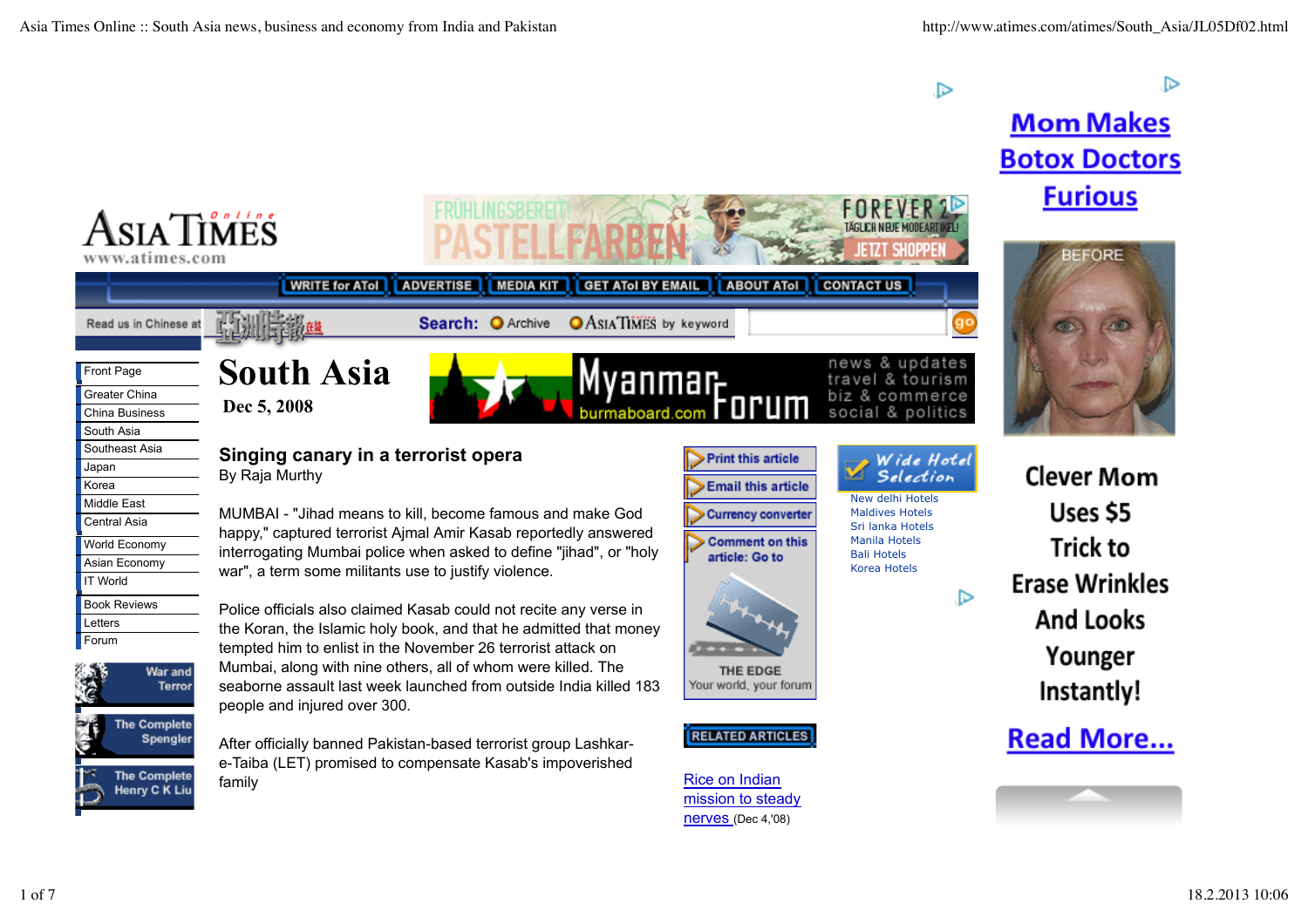# South Asia

**Dec 5, 2008**

## Singing canary in a terrorist opera

By Raja Murthy

MUMBAI - "Jihad means to kill, become famous and make God happy," captured terrorist Ajmal Amir Kasab reportedly answered interrogating Mumbai police when asked to define "jihad", or "holy war", a term some militants use to justify violence.

Police officials also claimed Kasab could not recite any verse in the Koran, the Islamic holy book, and that he admitted that money tempted him to enlist in the November 26 terrorist attack on Mumbai, along with nine others, all of whom were killed. The seaborne assault last week launched from outside India killed 183 people and injured over 300.

After officially banned Pakistan-based terrorist group Lashkar-e-Taiba (LET) promised to compensate Kasab's impoverished family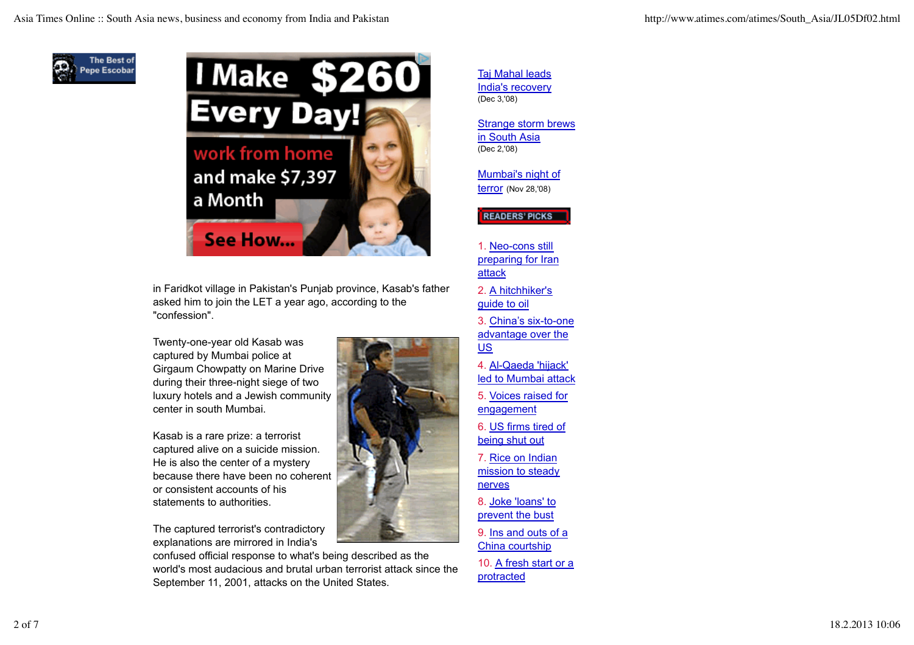in Faridkot village in Pakistan's Punjab province, Kasab's father asked him to join the LET a year ago, according to the "confession".

Twenty-one-year old Kasab was captured by Mumbai police at Girgaum Chowpatty on Marine Drive during their three-night siege of two luxury hotels and a Jewish community center in south Mumbai.

Kasab is a rare prize: a terrorist captured alive on a suicide mission. He is also the center of a mystery because there have been no coherent or consistent accounts of his statements to authorities.

The captured terrorist's contradictory explanations are mirrored in India's confused official response to what's being described as the world's most audacious and brutal urban terrorist attack since the September 11, 2001, attacks on the United States.

Taj Mahal leads India's recovery (Dec 3,'08)

Strange storm brews in South Asia (Dec 2,'08)

Mumbai's night of terror (Nov 28,'08)

READERS' PICKS

1. Neo-cons still preparing for Iran attack
2. A hitchhiker's guide to oil
3. China's six-to-one advantage over the US
4. Al-Qaeda 'hijack' led to Mumbai attack
5. Voices raised for engagement
6. US firms tired of being shut out
7. Rice on Indian mission to steady nerves
8. Joke 'loans' to prevent the bust
9. Ins and outs of a China courtship
10. A fresh start or a protracted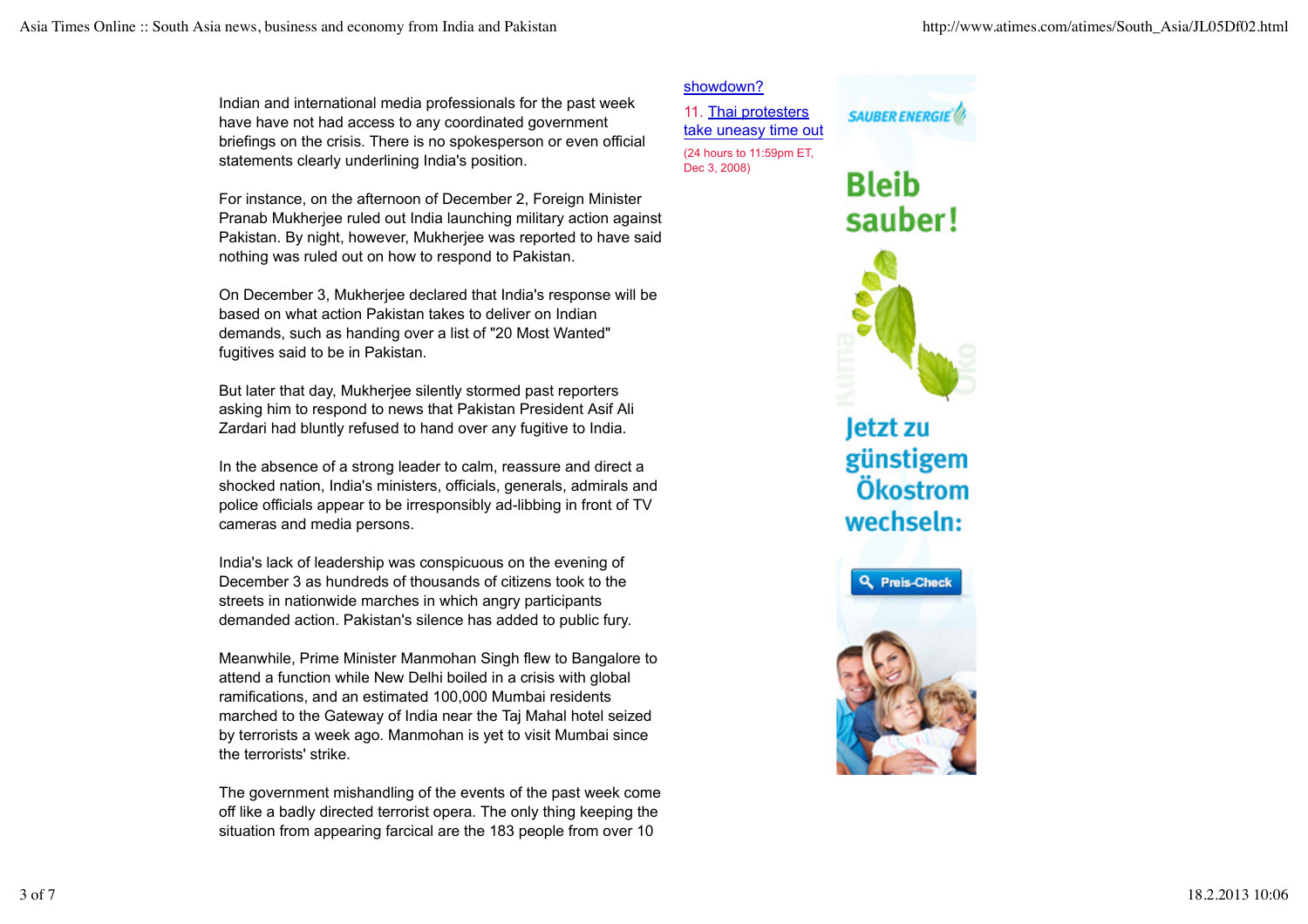Indian and international media professionals for the past week have have not had access to any coordinated government briefings on the crisis. There is no spokesperson or even official statements clearly underlining India's position.

For instance, on the afternoon of December 2, Foreign Minister Pranab Mukherjee ruled out India launching military action against Pakistan. By night, however, Mukherjee was reported to have said nothing was ruled out on how to respond to Pakistan.

On December 3, Mukherjee declared that India's response will be based on what action Pakistan takes to deliver on Indian demands, such as handing over a list of "20 Most Wanted" fugitives said to be in Pakistan.

But later that day, Mukherjee silently stormed past reporters asking him to respond to news that Pakistan President Asif Ali Zardari had bluntly refused to hand over any fugitive to India.

In the absence of a strong leader to calm, reassure and direct a shocked nation, India's ministers, officials, generals, admirals and police officials appear to be irresponsibly ad-libbing in front of TV cameras and media persons.

India's lack of leadership was conspicuous on the evening of December 3 as hundreds of thousands of citizens took to the streets in nationwide marches in which angry participants demanded action. Pakistan's silence has added to public fury.

Meanwhile, Prime Minister Manmohan Singh flew to Bangalore to attend a function while New Delhi boiled in a crisis with global ramifications, and an estimated 100,000 Mumbai residents marched to the Gateway of India near the Taj Mahal hotel seized by terrorists a week ago. Manmohan is yet to visit Mumbai since the terrorists' strike.

The government mishandling of the events of the past week come off like a badly directed terrorist opera. The only thing keeping the situation from appearing farcical are the 183 people from over 10

showdown?

11. Thai protesters take uneasy time out

(24 hours to 11:59pm ET, Dec 3, 2008)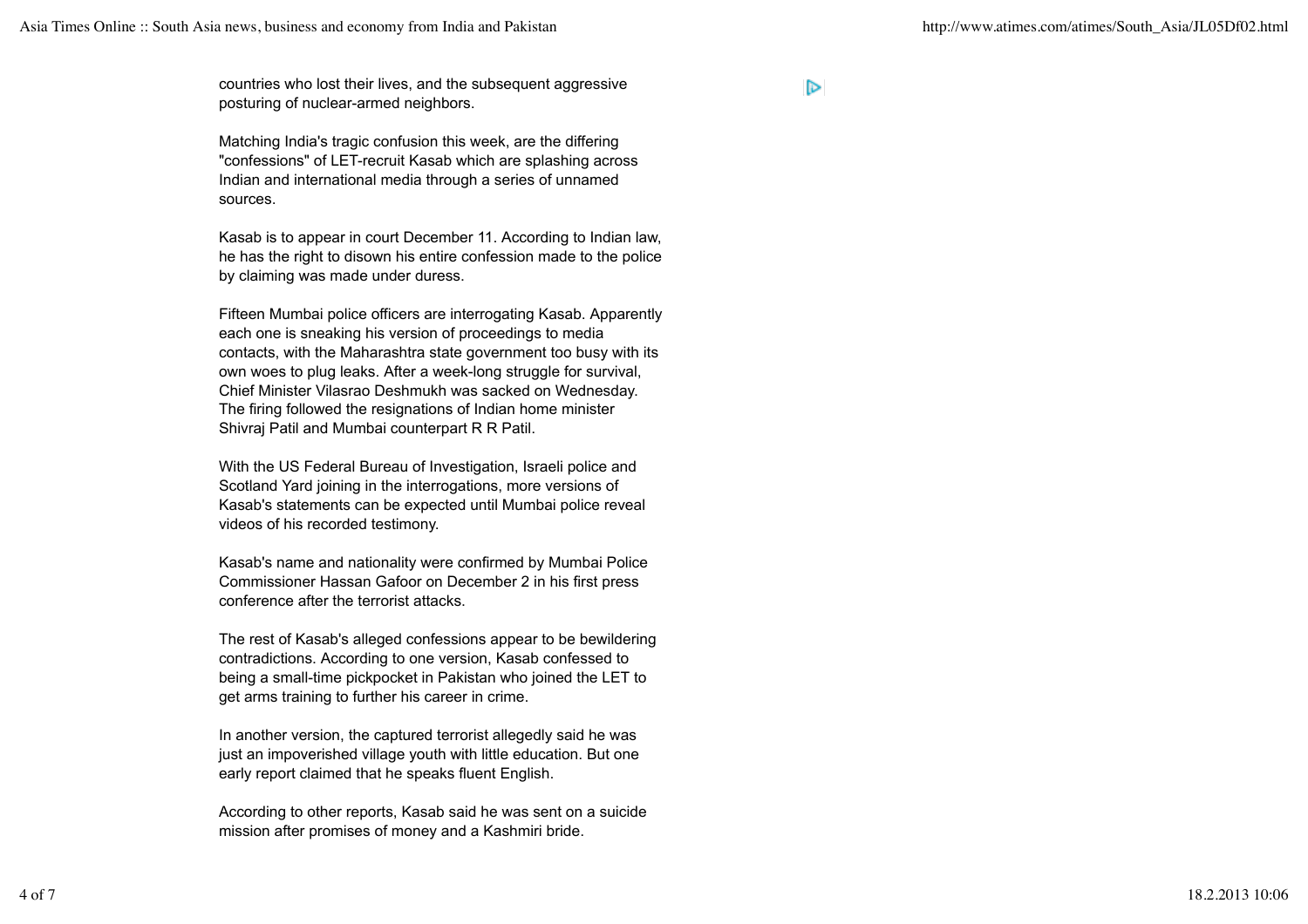countries who lost their lives, and the subsequent aggressive posturing of nuclear-armed neighbors.

Matching India's tragic confusion this week, are the differing "confessions" of LET-recruit Kasab which are splashing across Indian and international media through a series of unnamed sources.

Kasab is to appear in court December 11. According to Indian law, he has the right to disown his entire confession made to the police by claiming was made under duress.

Fifteen Mumbai police officers are interrogating Kasab. Apparently each one is sneaking his version of proceedings to media contacts, with the Maharashtra state government too busy with its own woes to plug leaks. After a week-long struggle for survival, Chief Minister Vilasrao Deshmukh was sacked on Wednesday. The firing followed the resignations of Indian home minister Shivraj Patil and Mumbai counterpart R R Patil.

With the US Federal Bureau of Investigation, Israeli police and Scotland Yard joining in the interrogations, more versions of Kasab's statements can be expected until Mumbai police reveal videos of his recorded testimony.

Kasab's name and nationality were confirmed by Mumbai Police Commissioner Hassan Gafoor on December 2 in his first press conference after the terrorist attacks.

The rest of Kasab's alleged confessions appear to be bewildering contradictions. According to one version, Kasab confessed to being a small-time pickpocket in Pakistan who joined the LET to get arms training to further his career in crime.

In another version, the captured terrorist allegedly said he was just an impoverished village youth with little education. But one early report claimed that he speaks fluent English.

According to other reports, Kasab said he was sent on a suicide mission after promises of money and a Kashmiri bride.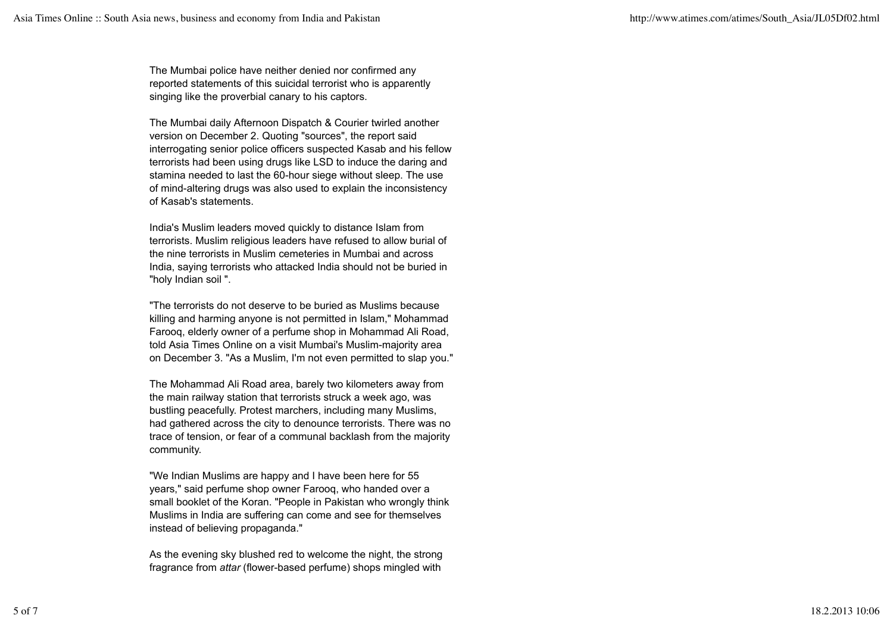The Mumbai police have neither denied nor confirmed any reported statements of this suicidal terrorist who is apparently singing like the proverbial canary to his captors.

The Mumbai daily Afternoon Dispatch & Courier twirled another version on December 2. Quoting "sources", the report said interrogating senior police officers suspected Kasab and his fellow terrorists had been using drugs like LSD to induce the daring and stamina needed to last the 60-hour siege without sleep. The use of mind-altering drugs was also used to explain the inconsistency of Kasab's statements.

India's Muslim leaders moved quickly to distance Islam from terrorists. Muslim religious leaders have refused to allow burial of the nine terrorists in Muslim cemeteries in Mumbai and across India, saying terrorists who attacked India should not be buried in "holy Indian soil ".

"The terrorists do not deserve to be buried as Muslims because killing and harming anyone is not permitted in Islam," Mohammad Farooq, elderly owner of a perfume shop in Mohammad Ali Road, told Asia Times Online on a visit Mumbai's Muslim-majority area on December 3. "As a Muslim, I'm not even permitted to slap you."

The Mohammad Ali Road area, barely two kilometers away from the main railway station that terrorists struck a week ago, was bustling peacefully. Protest marchers, including many Muslims, had gathered across the city to denounce terrorists. There was no trace of tension, or fear of a communal backlash from the majority community.

"We Indian Muslims are happy and I have been here for 55 years," said perfume shop owner Farooq, who handed over a small booklet of the Koran. "People in Pakistan who wrongly think Muslims in India are suffering can come and see for themselves instead of believing propaganda."

As the evening sky blushed red to welcome the night, the strong fragrance from *attar* (flower-based perfume) shops mingled with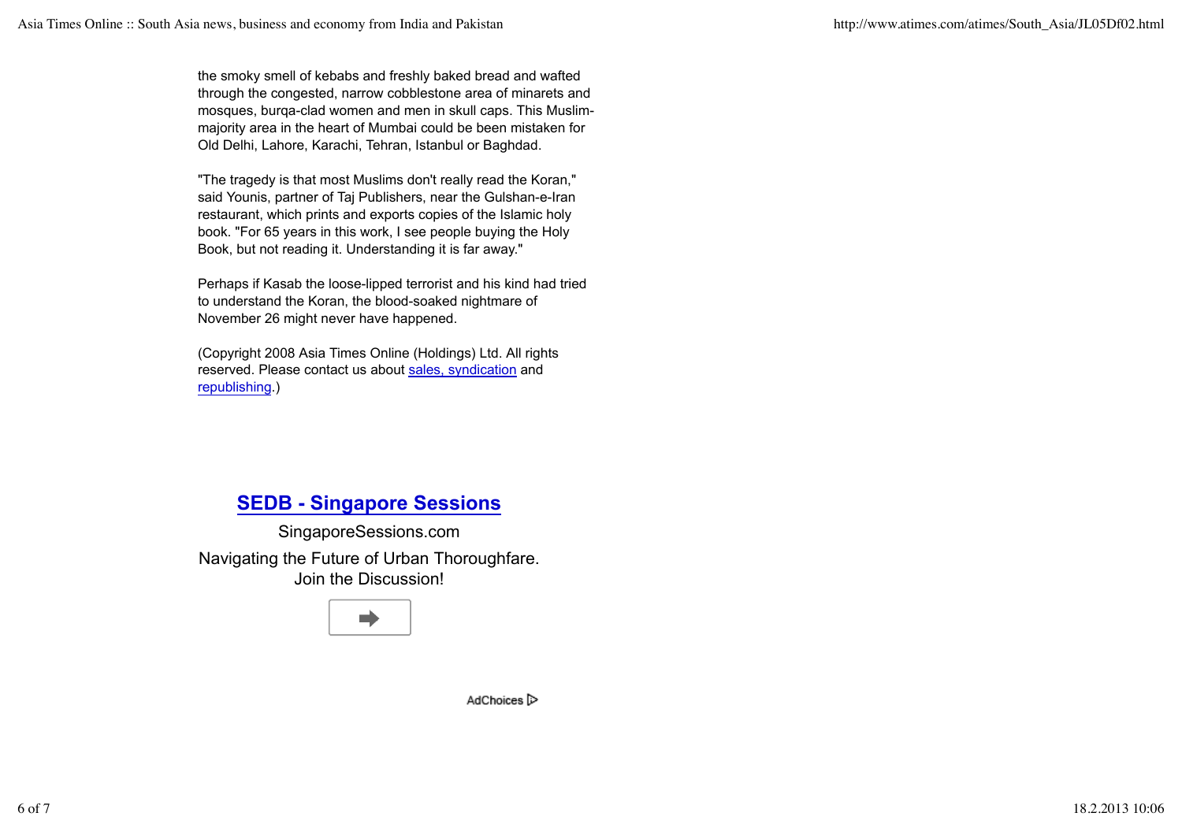the smoky smell of kebabs and freshly baked bread and wafted through the congested, narrow cobblestone area of minarets and mosques, burqa-clad women and men in skull caps. This Muslim-majority area in the heart of Mumbai could be been mistaken for Old Delhi, Lahore, Karachi, Tehran, Istanbul or Baghdad.

"The tragedy is that most Muslims don't really read the Koran," said Younis, partner of Taj Publishers, near the Gulshan-e-Iran restaurant, which prints and exports copies of the Islamic holy book. "For 65 years in this work, I see people buying the Holy Book, but not reading it. Understanding it is far away."

Perhaps if Kasab the loose-lipped terrorist and his kind had tried to understand the Koran, the blood-soaked nightmare of November 26 might never have happened.

(Copyright 2008 Asia Times Online (Holdings) Ltd. All rights reserved. Please contact us about sales, syndication and republishing.)

**SEDB - Singapore Sessions**

SingaporeSessions.com

Navigating the Future of Urban Thoroughfare.
Join the Discussion!

AdChoices